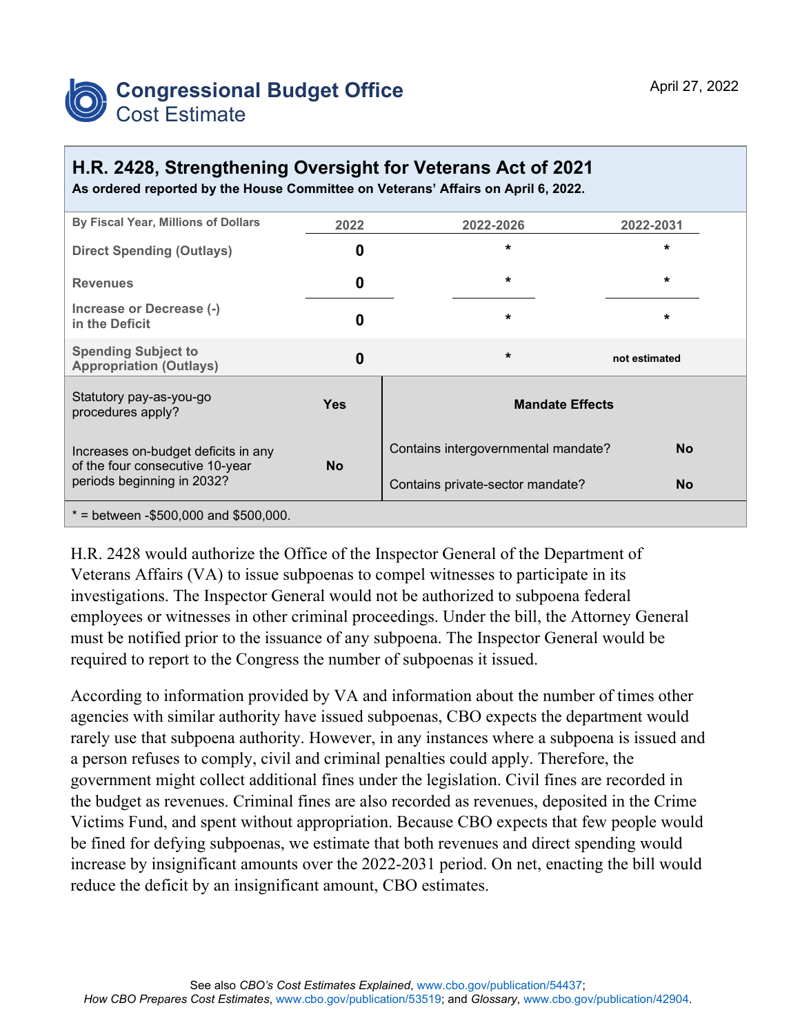# Congressional Budget Office
## Cost Estimate

April 27, 2022

## H.R. 2428, Strengthening Oversight for Veterans Act of 2021

**As ordered reported by the House Committee on Veterans' Affairs on April 6, 2022.**

| By Fiscal Year, Millions of Dollars | 2022 | 2022-2026 | 2022-2031 |
|---|---|---|---|
| **Direct Spending (Outlays)** | **0** | * | * |
| **Revenues** | **0** | * | * |
| **Increase or Decrease (-) in the Deficit** | **0** | * | * |
| **Spending Subject to Appropriation (Outlays)** | **0** | * | not estimated |

| | | Mandate Effects | |
|---|---|---|---|
| Statutory pay-as-you-go procedures apply? | **Yes** | Contains intergovernmental mandate? | **No** |
| Increases on-budget deficits in any of the four consecutive 10-year periods beginning in 2032? | **No** | Contains private-sector mandate? | **No** |

* = between -$500,000 and $500,000.

H.R. 2428 would authorize the Office of the Inspector General of the Department of Veterans Affairs (VA) to issue subpoenas to compel witnesses to participate in its investigations. The Inspector General would not be authorized to subpoena federal employees or witnesses in other criminal proceedings. Under the bill, the Attorney General must be notified prior to the issuance of any subpoena. The Inspector General would be required to report to the Congress the number of subpoenas it issued.

According to information provided by VA and information about the number of times other agencies with similar authority have issued subpoenas, CBO expects the department would rarely use that subpoena authority. However, in any instances where a subpoena is issued and a person refuses to comply, civil and criminal penalties could apply. Therefore, the government might collect additional fines under the legislation. Civil fines are recorded in the budget as revenues. Criminal fines are also recorded as revenues, deposited in the Crime Victims Fund, and spent without appropriation. Because CBO expects that few people would be fined for defying subpoenas, we estimate that both revenues and direct spending would increase by insignificant amounts over the 2022-2031 period. On net, enacting the bill would reduce the deficit by an insignificant amount, CBO estimates.

See also *CBO's Cost Estimates Explained*, www.cbo.gov/publication/54437;
*How CBO Prepares Cost Estimates*, www.cbo.gov/publication/53519; and *Glossary*, www.cbo.gov/publication/42904.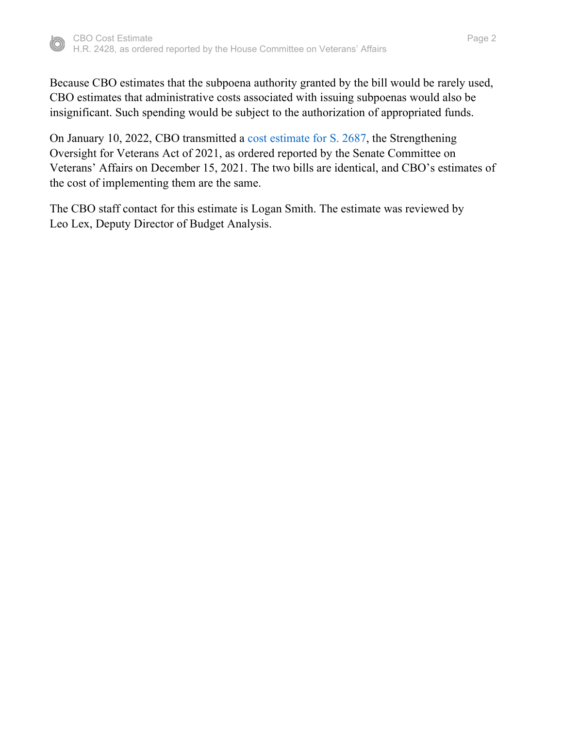Because CBO estimates that the subpoena authority granted by the bill would be rarely used, CBO estimates that administrative costs associated with issuing subpoenas would also be insignificant. Such spending would be subject to the authorization of appropriated funds.

On January 10, 2022, CBO transmitted a cost estimate for S. 2687, the Strengthening Oversight for Veterans Act of 2021, as ordered reported by the Senate Committee on Veterans' Affairs on December 15, 2021. The two bills are identical, and CBO's estimates of the cost of implementing them are the same.

The CBO staff contact for this estimate is Logan Smith. The estimate was reviewed by Leo Lex, Deputy Director of Budget Analysis.